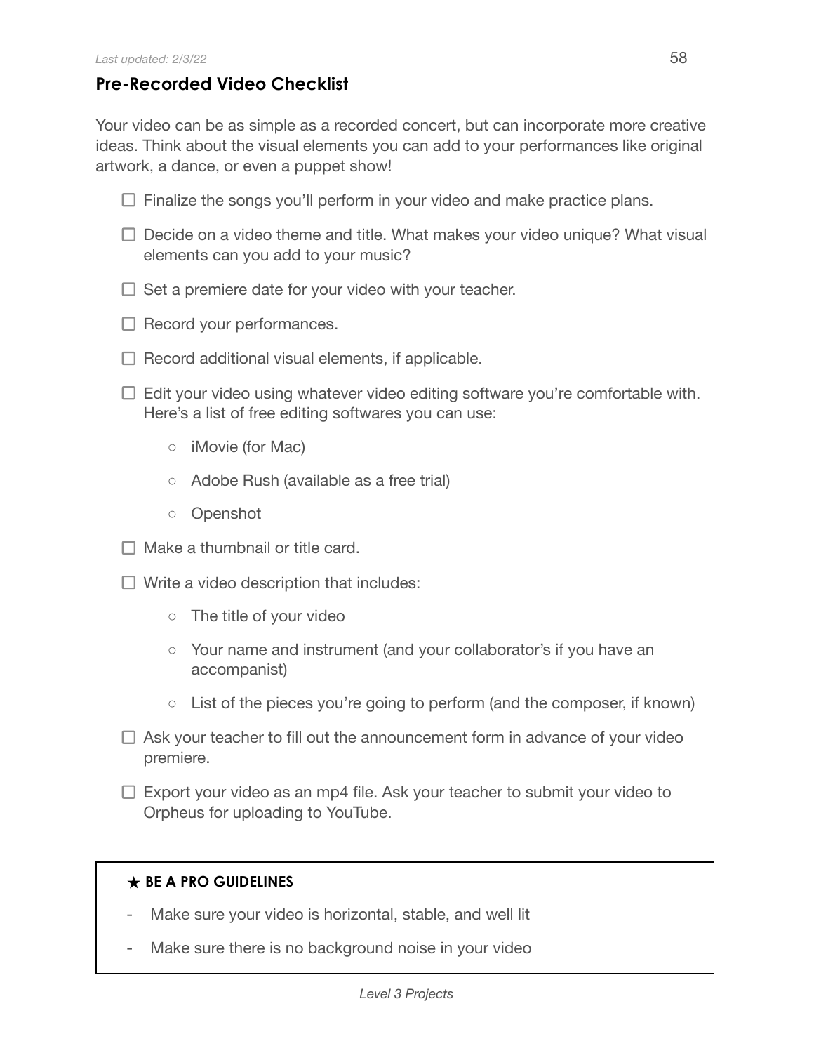## Pre-Recorded Video Checklist

Your video can be as simple as a recorded concert, but can incorporate more creative ideas. Think about the visual elements you can add to your performances like original artwork, a dance, or even a puppet show!

- [ ] Finalize the songs you'll perform in your video and make practice plans.
- [ ] Decide on a video theme and title. What makes your video unique? What visual elements can you add to your music?
- [ ] Set a premiere date for your video with your teacher.
- [ ] Record your performances.
- [ ] Record additional visual elements, if applicable.
- [ ] Edit your video using whatever video editing software you're comfortable with. Here's a list of free editing softwares you can use:
    - iMovie (for Mac)
    - Adobe Rush (available as a free trial)
    - Openshot
- [ ] Make a thumbnail or title card.
- [ ] Write a video description that includes:
    - The title of your video
    - Your name and instrument (and your collaborator's if you have an accompanist)
    - List of the pieces you're going to perform (and the composer, if known)
- [ ] Ask your teacher to fill out the announcement form in advance of your video premiere.
- [ ] Export your video as an mp4 file. Ask your teacher to submit your video to Orpheus for uploading to YouTube.

**★ BE A PRO GUIDELINES**

- Make sure your video is horizontal, stable, and well lit
- Make sure there is no background noise in your video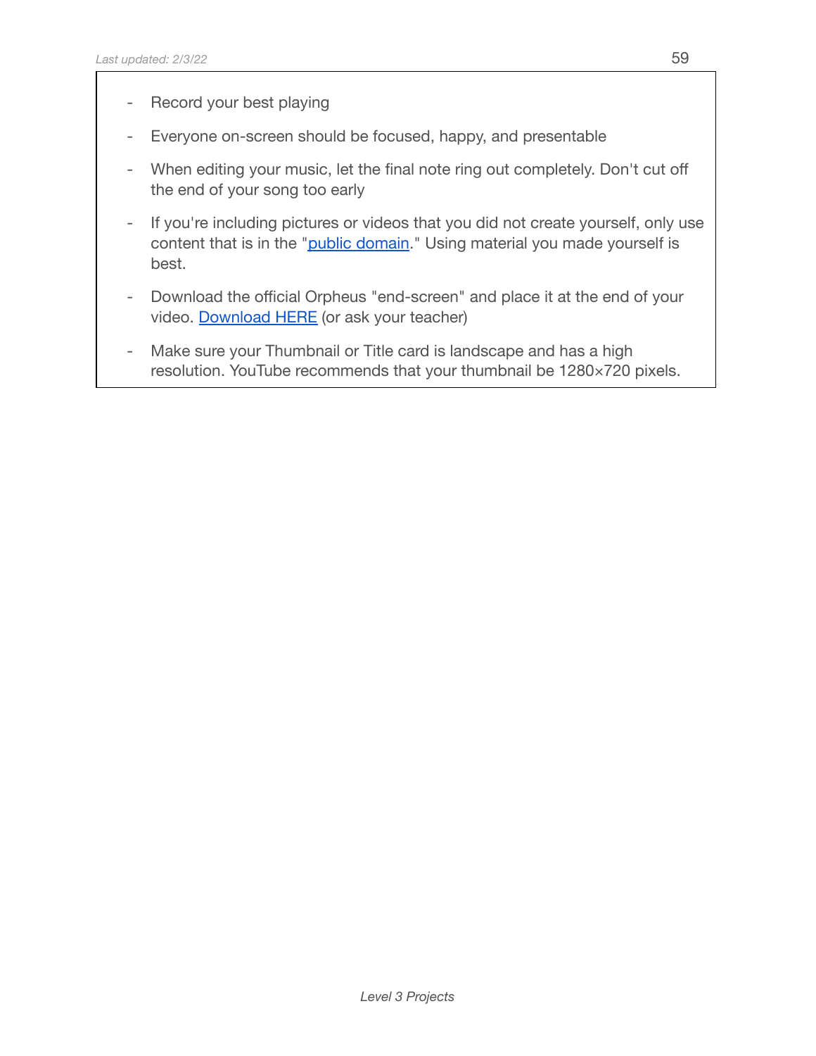- Record your best playing
- Everyone on-screen should be focused, happy, and presentable
- When editing your music, let the final note ring out completely. Don't cut off the end of your song too early
- If you're including pictures or videos that you did not create yourself, only use content that is in the "public domain." Using material you made yourself is best.
- Download the official Orpheus "end-screen" and place it at the end of your video. Download HERE (or ask your teacher)
- Make sure your Thumbnail or Title card is landscape and has a high resolution. YouTube recommends that your thumbnail be 1280×720 pixels.